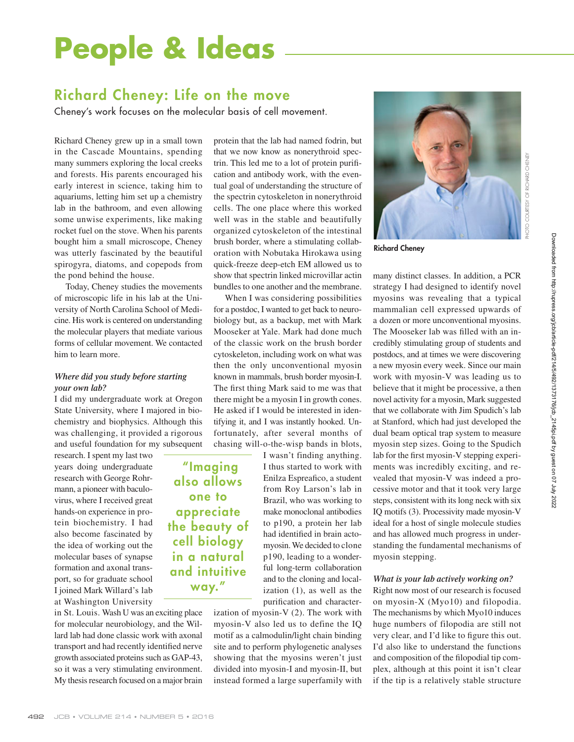# People & Ideas

## Richard Cheney: Life on the move

Cheney's work focuses on the molecular basis of cell movement.

Richard Cheney grew up in a small town in the Cascade Mountains, spending many summers exploring the local creeks and forests. His parents encouraged his early interest in science, taking him to aquariums, letting him set up a chemistry lab in the bathroom, and even allowing some unwise experiments, like making rocket fuel on the stove. When his parents bought him a small microscope, Cheney was utterly fascinated by the beautiful spirogyra, diatoms, and copepods from the pond behind the house.

Today, Cheney studies the movements of microscopic life in his lab at the University of North Carolina School of Medicine. His work is centered on understanding the molecular players that mediate various forms of cellular movement. We contacted him to learn more.

### *Where did you study before starting your own lab?*

I did my undergraduate work at Oregon State University, where I majored in biochemistry and biophysics. Although this was challenging, it provided a rigorous and useful foundation for my subsequent research. I spent my last two years doing undergraduate research with George Rohrmann, a pioneer with baculovirus, where I received great hands-on experience in protein biochemistry. I had also become fascinated by the idea of working out the molecular bases of synapse formation and axonal transport, so for graduate school I joined Mark Willard's lab at Washington University in St. Louis. Wash U was an exciting place for molecular neurobiology, and the Willard lab had done classic work with axonal transport and had recently identified nerve growth associated proteins such as GAP-43, so it was a very stimulating environment. My thesis research focused on a major brain protein that the lab had named fodrin, but that we now know as nonerythroid spectrin. This led me to a lot of protein purification and antibody work, with the eventual goal of understanding the structure of the spectrin cytoskeleton in nonerythroid cells. The one place where this worked well was in the stable and beautifully organized cytoskeleton of the intestinal brush border, where a stimulating collaboration with Nobutaka Hirokawa using quick-freeze deep-etch EM allowed us to show that spectrin linked microvillar actin bundles to one another and the membrane.

When I was considering possibilities for a postdoc, I wanted to get back to neurobiology but, as a backup, met with Mark Mooseker at Yale. Mark had done much of the classic work on the brush border cytoskeleton, including work on what was then the only unconventional myosin known in mammals, brush border myosin-I. The first thing Mark said to me was that there might be a myosin I in growth cones. He asked if I would be interested in identifying it, and I was instantly hooked. Unfortunately, after several months of chasing will-o-the-wisp bands in blots, I wasn't finding anything. I thus started to work with Enilza Espreafico, a student from Roy Larson's lab in Brazil, who was working to make monoclonal antibodies to p190, a protein her lab had identified in brain actomyosin. We decided to clone p190, leading to a wonderful long-term collaboration and to the cloning and localization (1), as well as the purification and characterization of myosin-V (2). The work with myosin-V also led us to define the IQ motif as a calmodulin/light chain binding site and to perform phylogenetic analyses showing that the myosins weren't just divided into myosin-I and myosin-II, but instead formed a large superfamily with many distinct classes. In addition, a PCR strategy I had designed to identify novel myosins was revealing that a typical mammalian cell expressed upwards of a dozen or more unconventional myosins. The Mooseker lab was filled with an incredibly stimulating group of students and postdocs, and at times we were discovering a new myosin every week. Since our main work with myosin-V was leading us to believe that it might be processive, a then novel activity for a myosin, Mark suggested that we collaborate with Jim Spudich's lab at Stanford, which had just developed the dual beam optical trap system to measure myosin step sizes. Going to the Spudich lab for the first myosin-V stepping experiments was incredibly exciting, and revealed that myosin-V was indeed a processive motor and that it took very large steps, consistent with its long neck with six IQ motifs (3). Processivity made myosin-V ideal for a host of single molecule studies and has allowed much progress in understanding the fundamental mechanisms of myosin stepping.

> "Imaging also allows one to appreciate the beauty of cell biology in a natural and intuitive way."

Richard Cheney

PHOTO COURTESY OF RICHARD CHENEY

### *What is your lab actively working on?*

Right now most of our research is focused on myosin-X (Myo10) and filopodia. The mechanisms by which Myo10 induces huge numbers of filopodia are still not very clear, and I'd like to figure this out. I'd also like to understand the functions and composition of the filopodial tip complex, although at this point it isn't clear if the tip is a relatively stable structure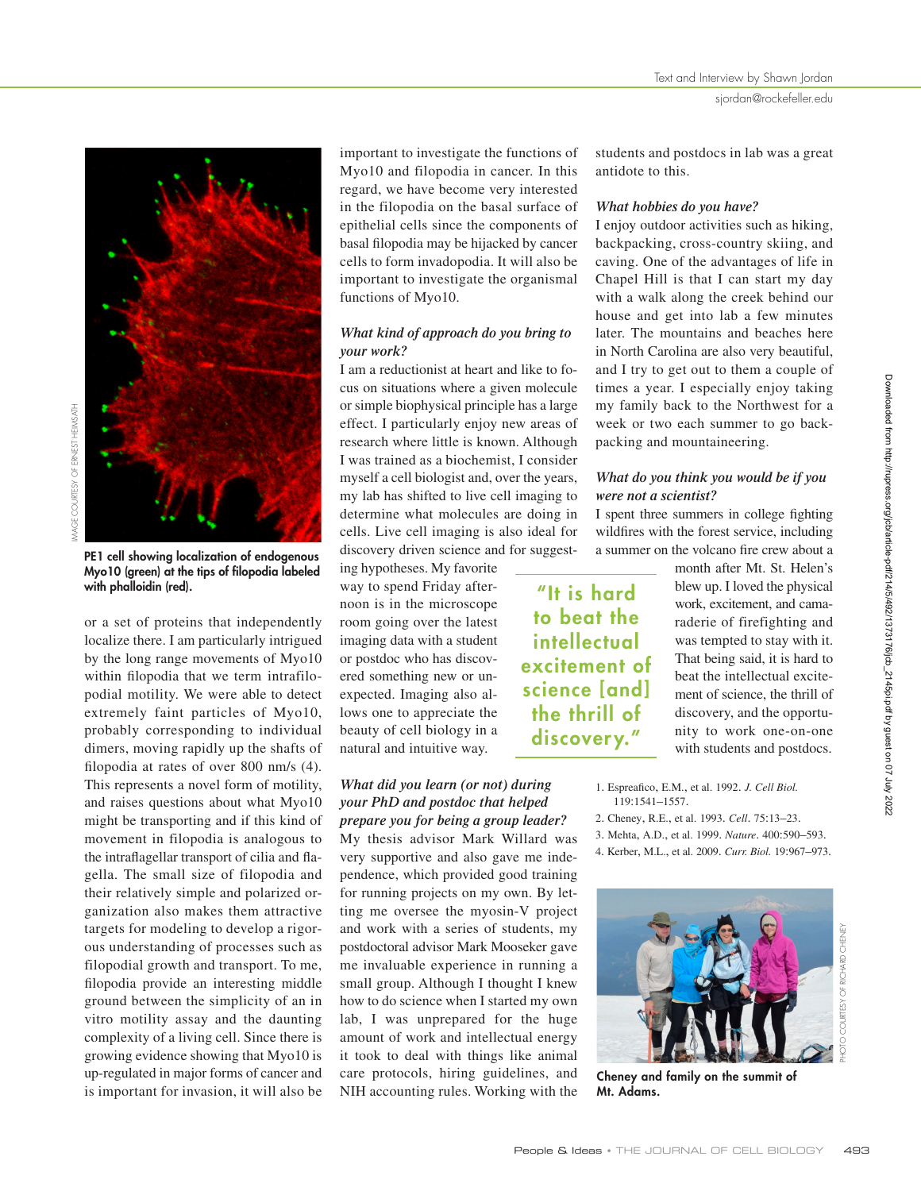PE1 cell showing localization of endogenous Myo10 (green) at the tips of filopodia labeled with phalloidin (red).

or a set of proteins that independently localize there. I am particularly intrigued by the long range movements of Myo10 within filopodia that we term intrafilopodial motility. We were able to detect extremely faint particles of Myo10, probably corresponding to individual dimers, moving rapidly up the shafts of filopodia at rates of over 800 nm/s (4). This represents a novel form of motility, and raises questions about what Myo10 might be transporting and if this kind of movement in filopodia is analogous to the intraflagellar transport of cilia and flagella. The small size of filopodia and their relatively simple and polarized organization also makes them attractive targets for modeling to develop a rigorous understanding of processes such as filopodial growth and transport. To me, filopodia provide an interesting middle ground between the simplicity of an in vitro motility assay and the daunting complexity of a living cell. Since there is growing evidence showing that Myo10 is up-regulated in major forms of cancer and is important for invasion, it will also be important to investigate the functions of Myo10 and filopodia in cancer. In this regard, we have become very interested in the filopodia on the basal surface of epithelial cells since the components of basal filopodia may be hijacked by cancer cells to form invadopodia. It will also be important to investigate the organismal functions of Myo10.

***What kind of approach do you bring to your work?***

I am a reductionist at heart and like to focus on situations where a given molecule or simple biophysical principle has a large effect. I particularly enjoy new areas of research where little is known. Although I was trained as a biochemist, I consider myself a cell biologist and, over the years, my lab has shifted to live cell imaging to determine what molecules are doing in cells. Live cell imaging is also ideal for discovery driven science and for suggesting hypotheses. My favorite way to spend Friday afternoon is in the microscope room going over the latest imaging data with a student or postdoc who has discovered something new or unexpected. Imaging also allows one to appreciate the beauty of cell biology in a natural and intuitive way.

***What did you learn (or not) during your PhD and postdoc that helped prepare you for being a group leader?***

My thesis advisor Mark Willard was very supportive and also gave me independence, which provided good training for running projects on my own. By letting me oversee the myosin-V project and work with a series of students, my postdoctoral advisor Mark Mooseker gave me invaluable experience in running a small group. Although I thought I knew how to do science when I started my own lab, I was unprepared for the huge amount of work and intellectual energy it took to deal with things like animal care protocols, hiring guidelines, and NIH accounting rules. Working with the students and postdocs in lab was a great antidote to this.

***What hobbies do you have?***

I enjoy outdoor activities such as hiking, backpacking, cross-country skiing, and caving. One of the advantages of life in Chapel Hill is that I can start my day with a walk along the creek behind our house and get into lab a few minutes later. The mountains and beaches here in North Carolina are also very beautiful, and I try to get out to them a couple of times a year. I especially enjoy taking my family back to the Northwest for a week or two each summer to go backpacking and mountaineering.

***What do you think you would be if you were not a scientist?***

I spent three summers in college fighting wildfires with the forest service, including a summer on the volcano fire crew about a month after Mt. St. Helen's blew up. I loved the physical work, excitement, and camaraderie of firefighting and was tempted to stay with it. That being said, it is hard to beat the intellectual excitement of science, the thrill of discovery, and the opportunity to work one-on-one with students and postdocs.

> "It is hard to beat the intellectual excitement of science [and] the thrill of discovery."

1. Espreafico, E.M., et al. 1992. *J. Cell Biol.* 119:1541–1557.
2. Cheney, R.E., et al. 1993. *Cell*. 75:13–23.
3. Mehta, A.D., et al. 1999. *Nature*. 400:590–593.
4. Kerber, M.L., et al. 2009. *Curr. Biol.* 19:967–973.

Cheney and family on the summit of Mt. Adams.